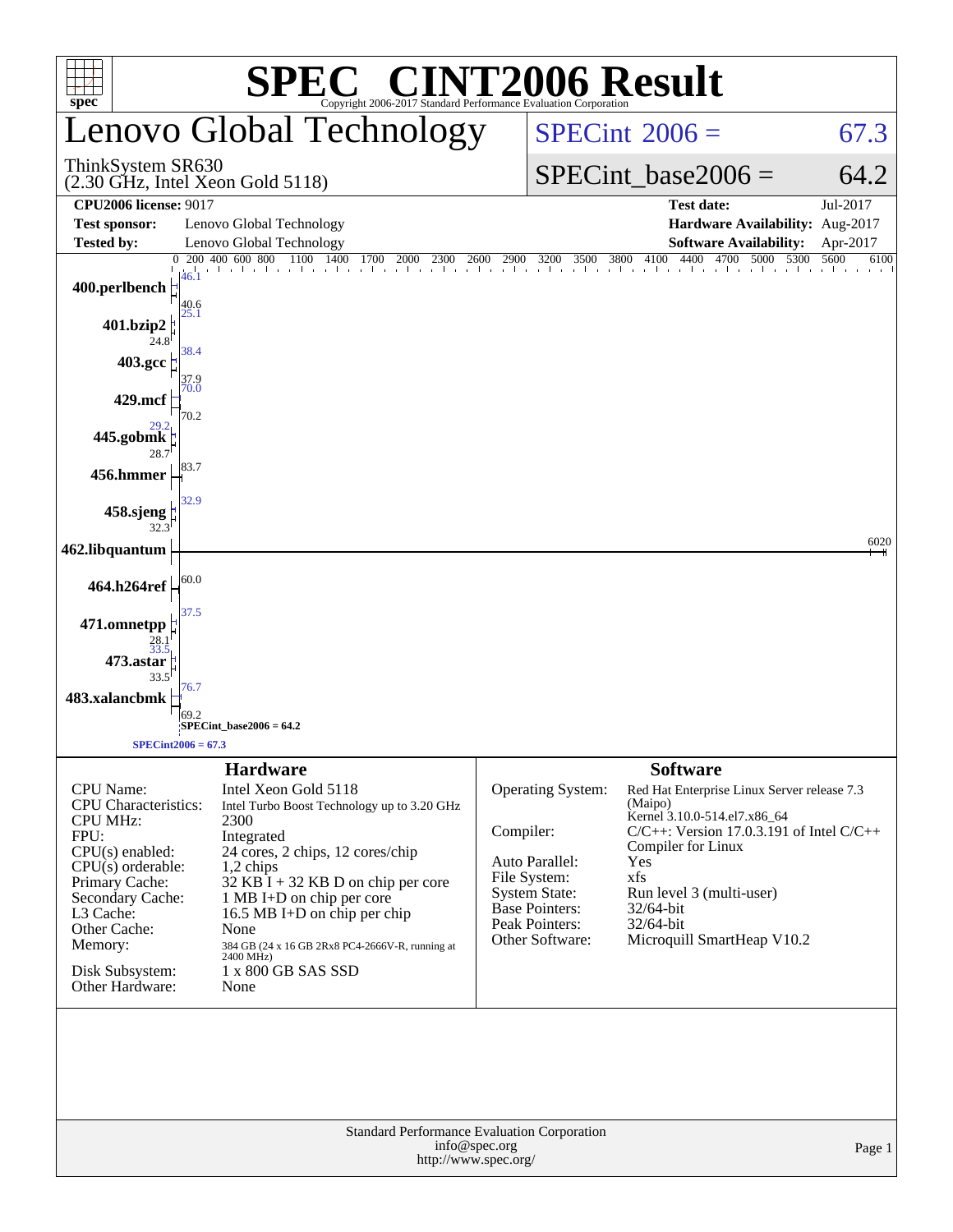# SPEC® CINT2006 Result

Copyright 2006-2017 Standard Performance Evaluation Corporation

## Lenovo Global Technology

ThinkSystem SR630
(2.30 GHz, Intel Xeon Gold 5118)

SPECint 2006 = 67.3

SPECint_base2006 = 64.2

| | | | |
|---|---|---|---|
| **CPU2006 license:** 9017 | | **Test date:** | Jul-2017 |
| **Test sponsor:** | Lenovo Global Technology | **Hardware Availability:** | Aug-2017 |
| **Tested by:** | Lenovo Global Technology | **Software Availability:** | Apr-2017 |

| Benchmark | Peak | Base |
|---|---|---|
| 400.perlbench | 46.1 | 40.6 |
| 401.bzip2 | 25.1 | 24.8 |
| 403.gcc | 38.4 | 37.9 |
| 429.mcf | 70.0 | 70.2 |
| 445.gobmk | 29.2 | 28.7 |
| 456.hmmer | 83.7 | 83.7 |
| 458.sjeng | 32.9 | 32.3 |
| 462.libquantum | 6020 | 6020 |
| 464.h264ref | 60.0 | 60.0 |
| 471.omnetpp | 37.5 | 28.1 |
| 473.astar | 33.5 | 33.5 |
| 483.xalancbmk | 76.7 | 69.2 |

SPECint_base2006 = 64.2

SPECint2006 = 67.3

## Hardware

| | |
|---|---|
| CPU Name: | Intel Xeon Gold 5118 |
| CPU Characteristics: | Intel Turbo Boost Technology up to 3.20 GHz |
| CPU MHz: | 2300 |
| FPU: | Integrated |
| CPU(s) enabled: | 24 cores, 2 chips, 12 cores/chip |
| CPU(s) orderable: | 1,2 chips |
| Primary Cache: | 32 KB I + 32 KB D on chip per core |
| Secondary Cache: | 1 MB I+D on chip per core |
| L3 Cache: | 16.5 MB I+D on chip per chip |
| Other Cache: | None |
| Memory: | 384 GB (24 x 16 GB 2Rx8 PC4-2666V-R, running at 2400 MHz) |
| Disk Subsystem: | 1 x 800 GB SAS SSD |
| Other Hardware: | None |

## Software

| | |
|---|---|
| Operating System: | Red Hat Enterprise Linux Server release 7.3 (Maipo) Kernel 3.10.0-514.el7.x86_64 |
| Compiler: | C/C++: Version 17.0.3.191 of Intel C/C++ Compiler for Linux |
| Auto Parallel: | Yes |
| File System: | xfs |
| System State: | Run level 3 (multi-user) |
| Base Pointers: | 32/64-bit |
| Peak Pointers: | 32/64-bit |
| Other Software: | Microquill SmartHeap V10.2 |

Standard Performance Evaluation Corporation
info@spec.org
http://www.spec.org/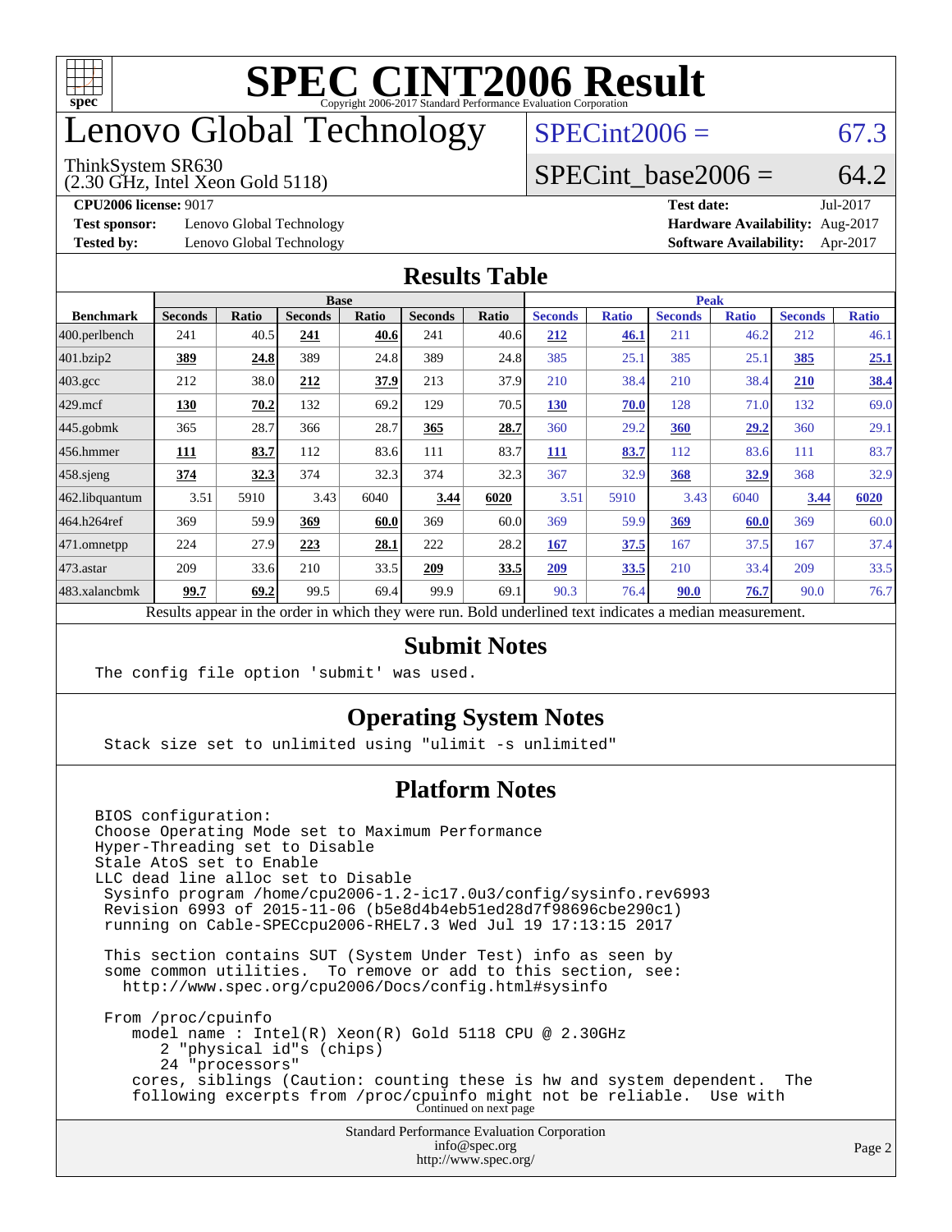# SPEC CINT2006 Result

Copyright 2006-2017 Standard Performance Evaluation Corporation

# Lenovo Global Technology

ThinkSystem SR630
(2.30 GHz, Intel Xeon Gold 5118)

SPECint2006 = 67.3

SPECint_base2006 = 64.2

**CPU2006 license:** 9017
**Test sponsor:** Lenovo Global Technology
**Tested by:** Lenovo Global Technology

**Test date:** Jul-2017
**Hardware Availability:** Aug-2017
**Software Availability:** Apr-2017

## Results Table

| Benchmark | Base | | | | | | Peak | | | | | |
|---|---|---|---|---|---|---|---|---|---|---|---|---|
| | Seconds | Ratio | Seconds | Ratio | Seconds | Ratio | Seconds | Ratio | Seconds | Ratio | Seconds | Ratio |
| 400.perlbench | 241 | 40.5 | **241** | **40.6** | 241 | 40.6 | **212** | **46.1** | 211 | 46.2 | 212 | 46.1 |
| 401.bzip2 | **389** | **24.8** | 389 | 24.8 | 389 | 24.8 | 385 | 25.1 | 385 | 25.1 | **385** | **25.1** |
| 403.gcc | 212 | 38.0 | **212** | **37.9** | 213 | 37.9 | 210 | 38.4 | 210 | 38.4 | **210** | **38.4** |
| 429.mcf | **130** | **70.2** | 132 | 69.2 | 129 | 70.5 | **130** | **70.0** | 128 | 71.0 | 132 | 69.0 |
| 445.gobmk | 365 | 28.7 | 366 | 28.7 | **365** | **28.7** | 360 | 29.2 | **360** | **29.2** | 360 | 29.1 |
| 456.hmmer | **111** | **83.7** | 112 | 83.6 | 111 | 83.7 | **111** | **83.7** | 112 | 83.6 | 111 | 83.7 |
| 458.sjeng | **374** | **32.3** | 374 | 32.3 | 374 | 32.3 | 367 | 32.9 | **368** | **32.9** | 368 | 32.9 |
| 462.libquantum | 3.51 | 5910 | 3.43 | 6040 | **3.44** | **6020** | 3.51 | 5910 | 3.43 | 6040 | **3.44** | **6020** |
| 464.h264ref | 369 | 59.9 | **369** | **60.0** | 369 | 60.0 | 369 | 59.9 | **369** | **60.0** | 369 | 60.0 |
| 471.omnetpp | 224 | 27.9 | **223** | **28.1** | 222 | 28.2 | **167** | **37.5** | 167 | 37.5 | 167 | 37.4 |
| 473.astar | 209 | 33.6 | 210 | 33.5 | **209** | **33.5** | **209** | **33.5** | 210 | 33.4 | 209 | 33.5 |
| 483.xalancbmk | **99.7** | **69.2** | 99.5 | 69.4 | 99.9 | 69.1 | 90.3 | 76.4 | **90.0** | **76.7** | 90.0 | 76.7 |

Results appear in the order in which they were run. Bold underlined text indicates a median measurement.

## Submit Notes

The config file option 'submit' was used.

## Operating System Notes

Stack size set to unlimited using "ulimit -s unlimited"

## Platform Notes

```
BIOS configuration:
Choose Operating Mode set to Maximum Performance
Hyper-Threading set to Disable
Stale AtoS set to Enable
LLC dead line alloc set to Disable
 Sysinfo program /home/cpu2006-1.2-ic17.0u3/config/sysinfo.rev6993
 Revision 6993 of 2015-11-06 (b5e8d4b4eb51ed28d7f98696cbe290c1)
 running on Cable-SPECcpu2006-RHEL7.3 Wed Jul 19 17:13:15 2017

 This section contains SUT (System Under Test) info as seen by
 some common utilities.  To remove or add to this section, see:
   http://www.spec.org/cpu2006/Docs/config.html#sysinfo

 From /proc/cpuinfo
    model name : Intel(R) Xeon(R) Gold 5118 CPU @ 2.30GHz
       2 "physical id"s (chips)
       24 "processors"
    cores, siblings (Caution: counting these is hw and system dependent.  The
    following excerpts from /proc/cpuinfo might not be reliable.  Use with
```

Continued on next page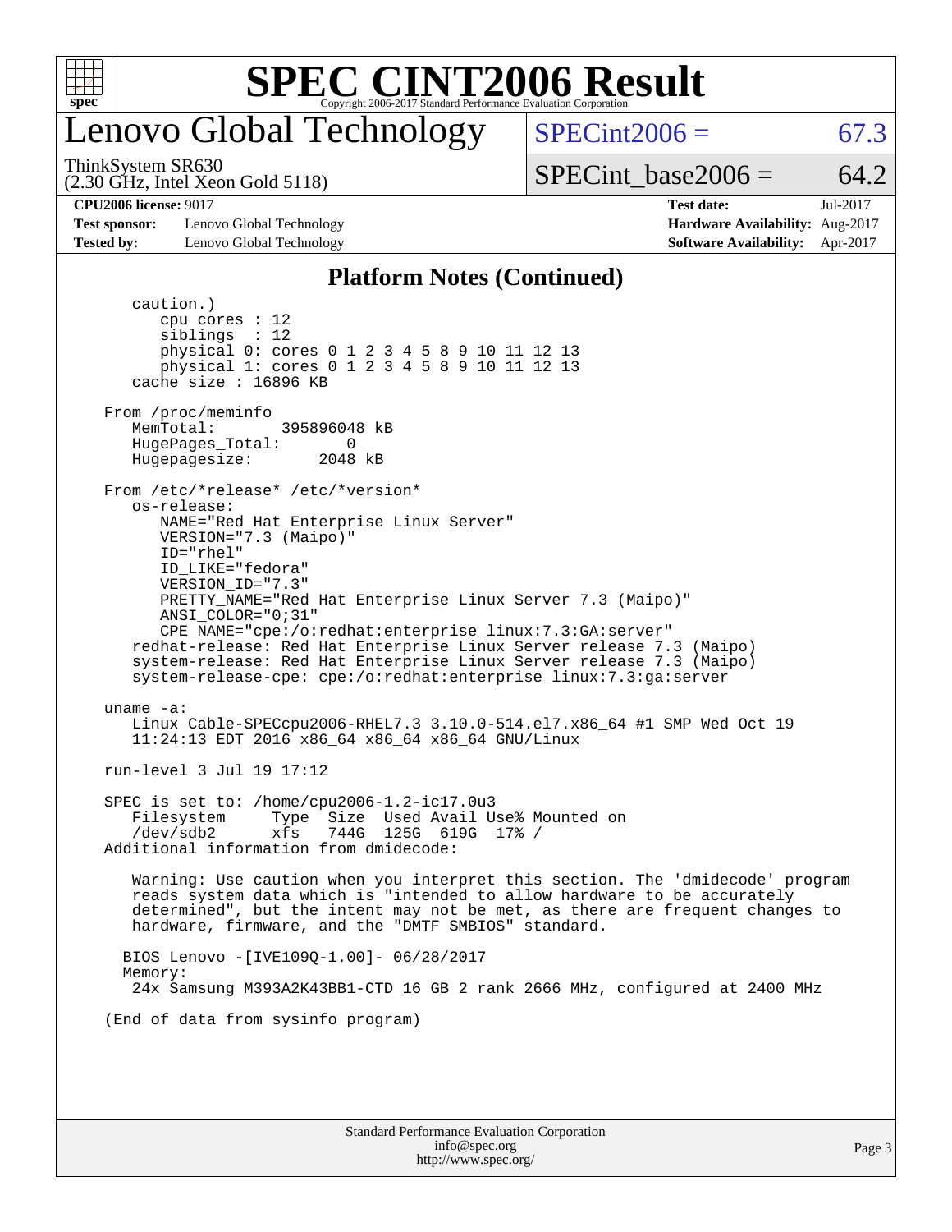# SPEC CINT2006 Result

## Lenovo Global Technology

ThinkSystem SR630
(2.30 GHz, Intel Xeon Gold 5118)

SPECint2006 = 67.3

SPECint_base2006 = 64.2

| | | | |
|---|---|---|---|
| **CPU2006 license:** 9017 | | **Test date:** | Jul-2017 |
| **Test sponsor:** | Lenovo Global Technology | **Hardware Availability:** | Aug-2017 |
| **Tested by:** | Lenovo Global Technology | **Software Availability:** | Apr-2017 |

### Platform Notes (Continued)

```
      caution.)
         cpu cores : 12
         siblings  : 12
         physical 0: cores 0 1 2 3 4 5 8 9 10 11 12 13
         physical 1: cores 0 1 2 3 4 5 8 9 10 11 12 13
      cache size : 16896 KB

   From /proc/meminfo
      MemTotal:       395896048 kB
      HugePages_Total:        0
      Hugepagesize:        2048 kB

   From /etc/*release* /etc/*version*
      os-release:
         NAME="Red Hat Enterprise Linux Server"
         VERSION="7.3 (Maipo)"
         ID="rhel"
         ID_LIKE="fedora"
         VERSION_ID="7.3"
         PRETTY_NAME="Red Hat Enterprise Linux Server 7.3 (Maipo)"
         ANSI_COLOR="0;31"
         CPE_NAME="cpe:/o:redhat:enterprise_linux:7.3:GA:server"
      redhat-release: Red Hat Enterprise Linux Server release 7.3 (Maipo)
      system-release: Red Hat Enterprise Linux Server release 7.3 (Maipo)
      system-release-cpe: cpe:/o:redhat:enterprise_linux:7.3:ga:server

   uname -a:
      Linux Cable-SPECcpu2006-RHEL7.3 3.10.0-514.el7.x86_64 #1 SMP Wed Oct 19
      11:24:13 EDT 2016 x86_64 x86_64 x86_64 GNU/Linux

   run-level 3 Jul 19 17:12

   SPEC is set to: /home/cpu2006-1.2-ic17.0u3
      Filesystem     Type  Size  Used Avail Use% Mounted on
      /dev/sdb2      xfs   744G  125G  619G  17% /
   Additional information from dmidecode:

      Warning: Use caution when you interpret this section. The 'dmidecode' program
      reads system data which is "intended to allow hardware to be accurately
      determined", but the intent may not be met, as there are frequent changes to
      hardware, firmware, and the "DMTF SMBIOS" standard.

     BIOS Lenovo -[IVE109Q-1.00]- 06/28/2017
     Memory:
      24x Samsung M393A2K43BB1-CTD 16 GB 2 rank 2666 MHz, configured at 2400 MHz

   (End of data from sysinfo program)
```

Standard Performance Evaluation Corporation
info@spec.org
http://www.spec.org/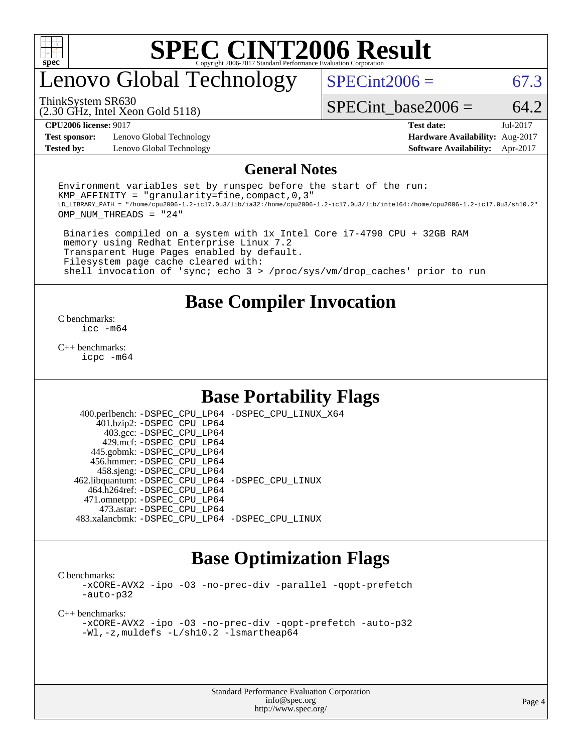# SPEC CINT2006 Result

Copyright 2006-2017 Standard Performance Evaluation Corporation

## Lenovo Global Technology

ThinkSystem SR630
(2.30 GHz, Intel Xeon Gold 5118)

SPECint2006 = 67.3

SPECint_base2006 = 64.2

| | | | |
|---|---|---|---|
| **CPU2006 license:** 9017 | | **Test date:** | Jul-2017 |
| **Test sponsor:** | Lenovo Global Technology | **Hardware Availability:** | Aug-2017 |
| **Tested by:** | Lenovo Global Technology | **Software Availability:** | Apr-2017 |

## General Notes

```
Environment variables set by runspec before the start of the run:
KMP_AFFINITY = "granularity=fine,compact,0,3"
LD_LIBRARY_PATH = "/home/cpu2006-1.2-ic17.0u3/lib/ia32:/home/cpu2006-1.2-ic17.0u3/lib/intel64:/home/cpu2006-1.2-ic17.0u3/sh10.2"
OMP_NUM_THREADS = "24"

 Binaries compiled on a system with 1x Intel Core i7-4790 CPU + 32GB RAM
 memory using Redhat Enterprise Linux 7.2
 Transparent Huge Pages enabled by default.
 Filesystem page cache cleared with:
 shell invocation of 'sync; echo 3 > /proc/sys/vm/drop_caches' prior to run
```

## Base Compiler Invocation

C benchmarks:
`icc -m64`

C++ benchmarks:
`icpc -m64`

## Base Portability Flags

| | |
|---|---|
| 400.perlbench: | -DSPEC_CPU_LP64 -DSPEC_CPU_LINUX_X64 |
| 401.bzip2: | -DSPEC_CPU_LP64 |
| 403.gcc: | -DSPEC_CPU_LP64 |
| 429.mcf: | -DSPEC_CPU_LP64 |
| 445.gobmk: | -DSPEC_CPU_LP64 |
| 456.hmmer: | -DSPEC_CPU_LP64 |
| 458.sjeng: | -DSPEC_CPU_LP64 |
| 462.libquantum: | -DSPEC_CPU_LP64 -DSPEC_CPU_LINUX |
| 464.h264ref: | -DSPEC_CPU_LP64 |
| 471.omnetpp: | -DSPEC_CPU_LP64 |
| 473.astar: | -DSPEC_CPU_LP64 |
| 483.xalancbmk: | -DSPEC_CPU_LP64 -DSPEC_CPU_LINUX |

## Base Optimization Flags

C benchmarks:
`-xCORE-AVX2 -ipo -O3 -no-prec-div -parallel -qopt-prefetch -auto-p32`

C++ benchmarks:
`-xCORE-AVX2 -ipo -O3 -no-prec-div -qopt-prefetch -auto-p32 -Wl,-z,muldefs -L/sh10.2 -lsmartheap64`

Standard Performance Evaluation Corporation
info@spec.org
http://www.spec.org/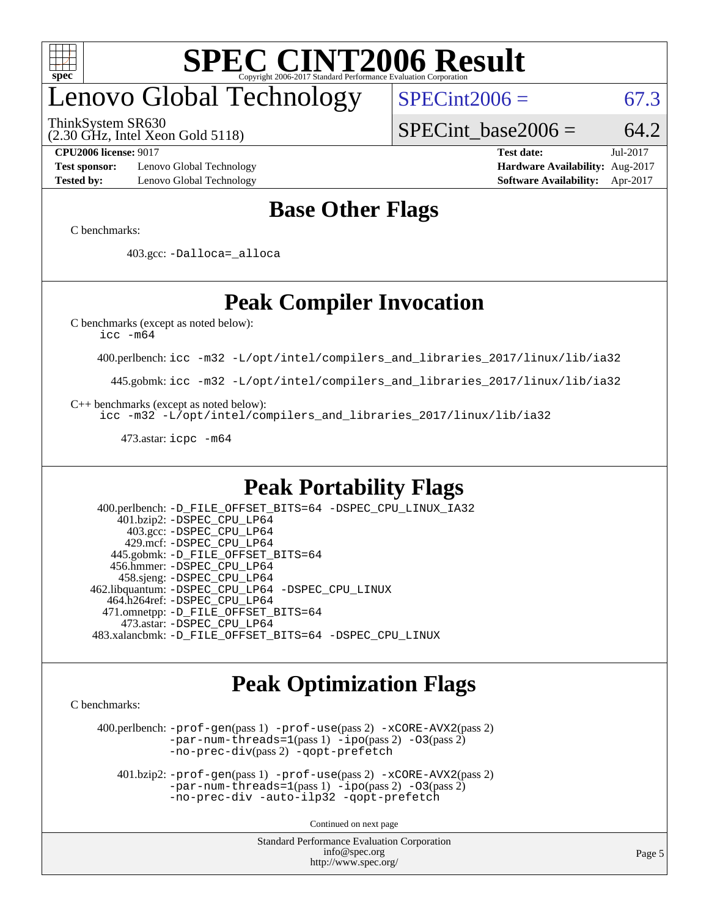# SPEC CINT2006 Result

Copyright 2006-2017 Standard Performance Evaluation Corporation

## Lenovo Global Technology

ThinkSystem SR630
(2.30 GHz, Intel Xeon Gold 5118)

SPECint2006 = 67.3

SPECint_base2006 = 64.2

**CPU2006 license:** 9017
**Test sponsor:** Lenovo Global Technology
**Tested by:** Lenovo Global Technology

**Test date:** Jul-2017
**Hardware Availability:** Aug-2017
**Software Availability:** Apr-2017

## Base Other Flags

C benchmarks:

403.gcc: `-Dalloca=_alloca`

## Peak Compiler Invocation

C benchmarks (except as noted below):
`icc -m64`

400.perlbench: `icc -m32 -L/opt/intel/compilers_and_libraries_2017/linux/lib/ia32`

445.gobmk: `icc -m32 -L/opt/intel/compilers_and_libraries_2017/linux/lib/ia32`

C++ benchmarks (except as noted below):
`icc -m32 -L/opt/intel/compilers_and_libraries_2017/linux/lib/ia32`

473.astar: `icpc -m64`

## Peak Portability Flags

400.perlbench: `-D_FILE_OFFSET_BITS=64 -DSPEC_CPU_LINUX_IA32`
401.bzip2: `-DSPEC_CPU_LP64`
403.gcc: `-DSPEC_CPU_LP64`
429.mcf: `-DSPEC_CPU_LP64`
445.gobmk: `-D_FILE_OFFSET_BITS=64`
456.hmmer: `-DSPEC_CPU_LP64`
458.sjeng: `-DSPEC_CPU_LP64`
462.libquantum: `-DSPEC_CPU_LP64 -DSPEC_CPU_LINUX`
464.h264ref: `-DSPEC_CPU_LP64`
471.omnetpp: `-D_FILE_OFFSET_BITS=64`
473.astar: `-DSPEC_CPU_LP64`
483.xalancbmk: `-D_FILE_OFFSET_BITS=64 -DSPEC_CPU_LINUX`

## Peak Optimization Flags

C benchmarks:

400.perlbench: `-prof-gen`(pass 1) `-prof-use`(pass 2) `-xCORE-AVX2`(pass 2) `-par-num-threads=1`(pass 1) `-ipo`(pass 2) `-O3`(pass 2) `-no-prec-div`(pass 2) `-qopt-prefetch`

401.bzip2: `-prof-gen`(pass 1) `-prof-use`(pass 2) `-xCORE-AVX2`(pass 2) `-par-num-threads=1`(pass 1) `-ipo`(pass 2) `-O3`(pass 2) `-no-prec-div -auto-ilp32 -qopt-prefetch`

Continued on next page

Standard Performance Evaluation Corporation
info@spec.org
http://www.spec.org/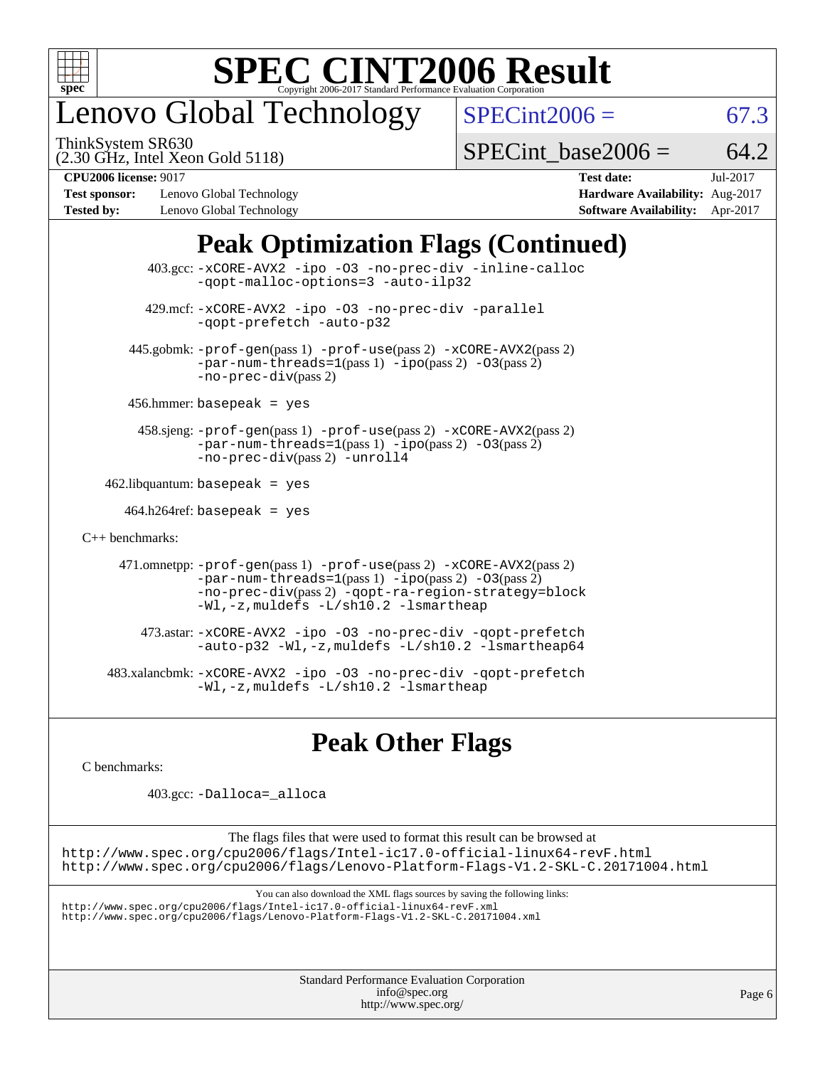# SPEC CINT2006 Result

Copyright 2006-2017 Standard Performance Evaluation Corporation

## Lenovo Global Technology

ThinkSystem SR630
(2.30 GHz, Intel Xeon Gold 5118)

SPECint2006 = 67.3

SPECint_base2006 = 64.2

| | | | |
|---|---|---|---|
| **CPU2006 license:** 9017 | | **Test date:** | Jul-2017 |
| **Test sponsor:** | Lenovo Global Technology | **Hardware Availability:** | Aug-2017 |
| **Tested by:** | Lenovo Global Technology | **Software Availability:** | Apr-2017 |

## Peak Optimization Flags (Continued)

403.gcc: -xCORE-AVX2 -ipo -O3 -no-prec-div -inline-calloc -qopt-malloc-options=3 -auto-ilp32

429.mcf: -xCORE-AVX2 -ipo -O3 -no-prec-div -parallel -qopt-prefetch -auto-p32

445.gobmk: -prof-gen(pass 1) -prof-use(pass 2) -xCORE-AVX2(pass 2) -par-num-threads=1(pass 1) -ipo(pass 2) -O3(pass 2) -no-prec-div(pass 2)

456.hmmer: basepeak = yes

458.sjeng: -prof-gen(pass 1) -prof-use(pass 2) -xCORE-AVX2(pass 2) -par-num-threads=1(pass 1) -ipo(pass 2) -O3(pass 2) -no-prec-div(pass 2) -unroll4

462.libquantum: basepeak = yes

464.h264ref: basepeak = yes

C++ benchmarks:

471.omnetpp: -prof-gen(pass 1) -prof-use(pass 2) -xCORE-AVX2(pass 2) -par-num-threads=1(pass 1) -ipo(pass 2) -O3(pass 2) -no-prec-div(pass 2) -qopt-ra-region-strategy=block -Wl,-z,muldefs -L/sh10.2 -lsmartheap

473.astar: -xCORE-AVX2 -ipo -O3 -no-prec-div -qopt-prefetch -auto-p32 -Wl,-z,muldefs -L/sh10.2 -lsmartheap64

483.xalancbmk: -xCORE-AVX2 -ipo -O3 -no-prec-div -qopt-prefetch -Wl,-z,muldefs -L/sh10.2 -lsmartheap

## Peak Other Flags

C benchmarks:

403.gcc: -Dalloca=_alloca

The flags files that were used to format this result can be browsed at
http://www.spec.org/cpu2006/flags/Intel-ic17.0-official-linux64-revF.html
http://www.spec.org/cpu2006/flags/Lenovo-Platform-Flags-V1.2-SKL-C.20171004.html

You can also download the XML flags sources by saving the following links:
http://www.spec.org/cpu2006/flags/Intel-ic17.0-official-linux64-revF.xml
http://www.spec.org/cpu2006/flags/Lenovo-Platform-Flags-V1.2-SKL-C.20171004.xml

Standard Performance Evaluation Corporation
info@spec.org
http://www.spec.org/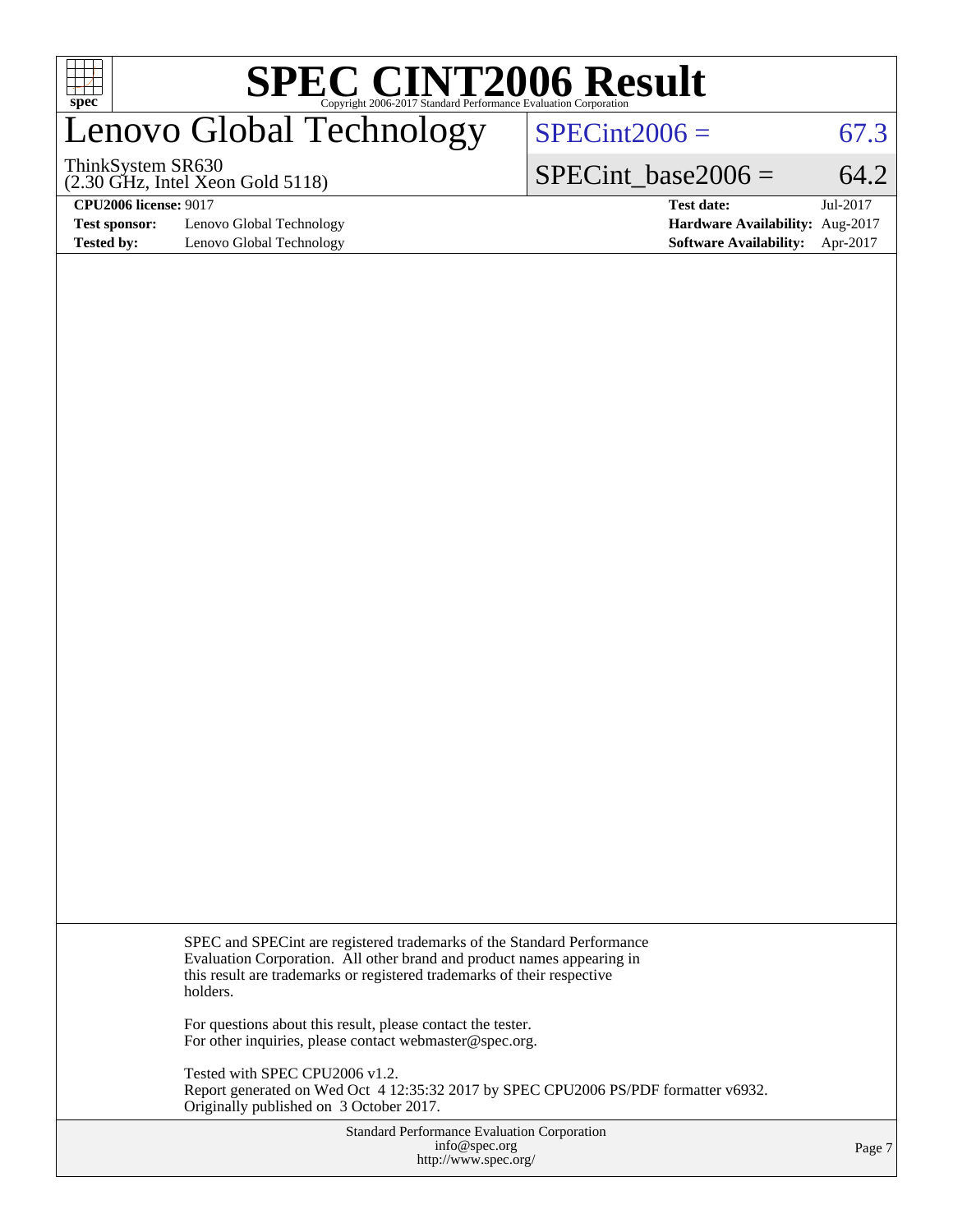SPEC and SPECint are registered trademarks of the Standard Performance Evaluation Corporation. All other brand and product names appearing in this result are trademarks or registered trademarks of their respective holders.

For questions about this result, please contact the tester.
For other inquiries, please contact webmaster@spec.org.

Tested with SPEC CPU2006 v1.2.
Report generated on Wed Oct 4 12:35:32 2017 by SPEC CPU2006 PS/PDF formatter v6932.
Originally published on 3 October 2017.